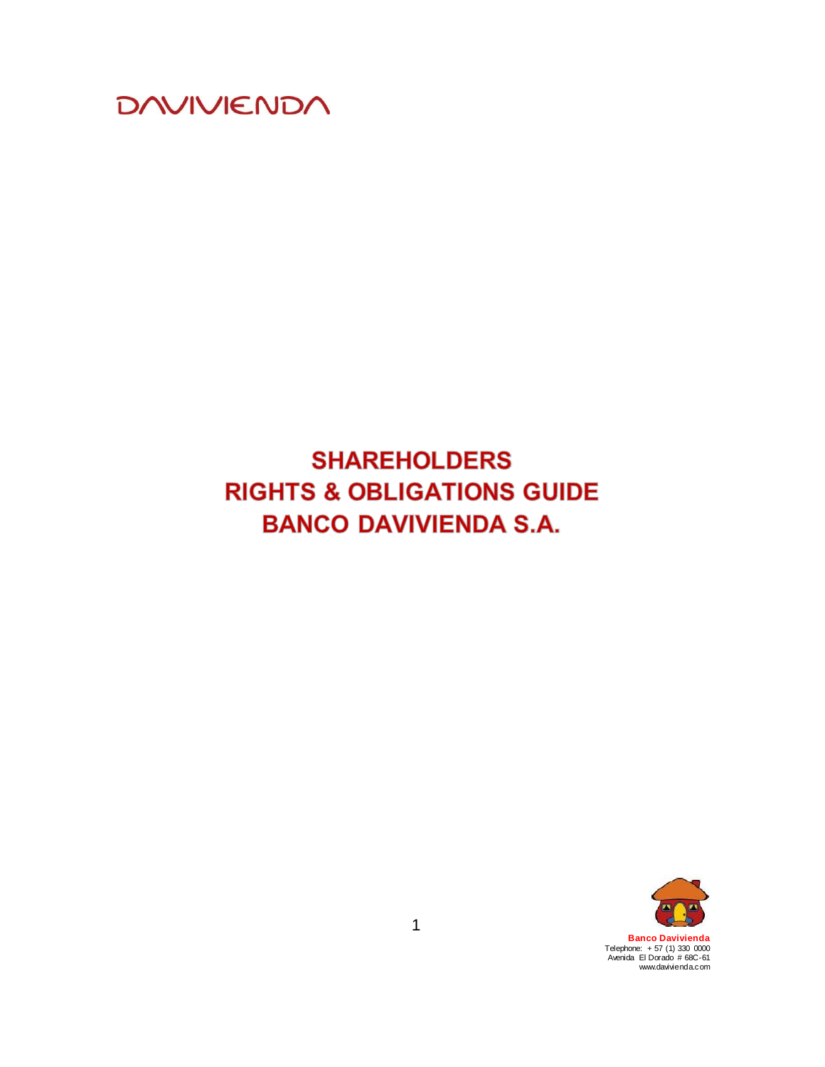DAVIVIENDA

# SHAREHOLDERS RIGHTS & OBLIGATIONS GUIDE BANCO DAVIVIENDA S.A.

**Banco Davivienda**
Telephone: + 57 (1) 330 0000
Avenida El Dorado # 68C-61
www.davivienda.com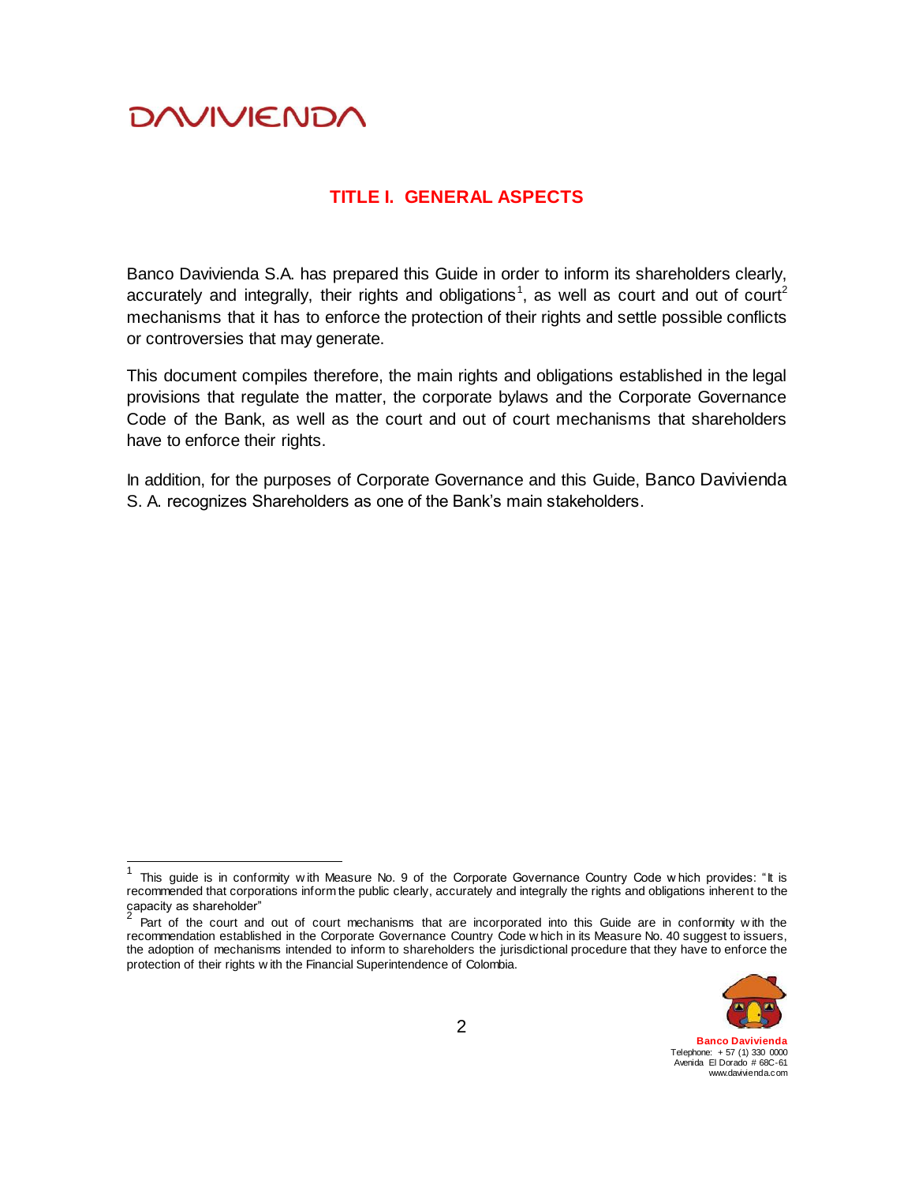# TITLE I. GENERAL ASPECTS

Banco Davivienda S.A. has prepared this Guide in order to inform its shareholders clearly, accurately and integrally, their rights and obligations[1], as well as court and out of court[2] mechanisms that it has to enforce the protection of their rights and settle possible conflicts or controversies that may generate.

This document compiles therefore, the main rights and obligations established in the legal provisions that regulate the matter, the corporate bylaws and the Corporate Governance Code of the Bank, as well as the court and out of court mechanisms that shareholders have to enforce their rights.

In addition, for the purposes of Corporate Governance and this Guide, Banco Davivienda S. A. recognizes Shareholders as one of the Bank's main stakeholders.

---

[1] This guide is in conformity with Measure No. 9 of the Corporate Governance Country Code which provides: "It is recommended that corporations inform the public clearly, accurately and integrally the rights and obligations inherent to the capacity as shareholder"

[2] Part of the court and out of court mechanisms that are incorporated into this Guide are in conformity with the recommendation established in the Corporate Governance Country Code which in its Measure No. 40 suggest to issuers, the adoption of mechanisms intended to inform to shareholders the jurisdictional procedure that they have to enforce the protection of their rights with the Financial Superintendence of Colombia.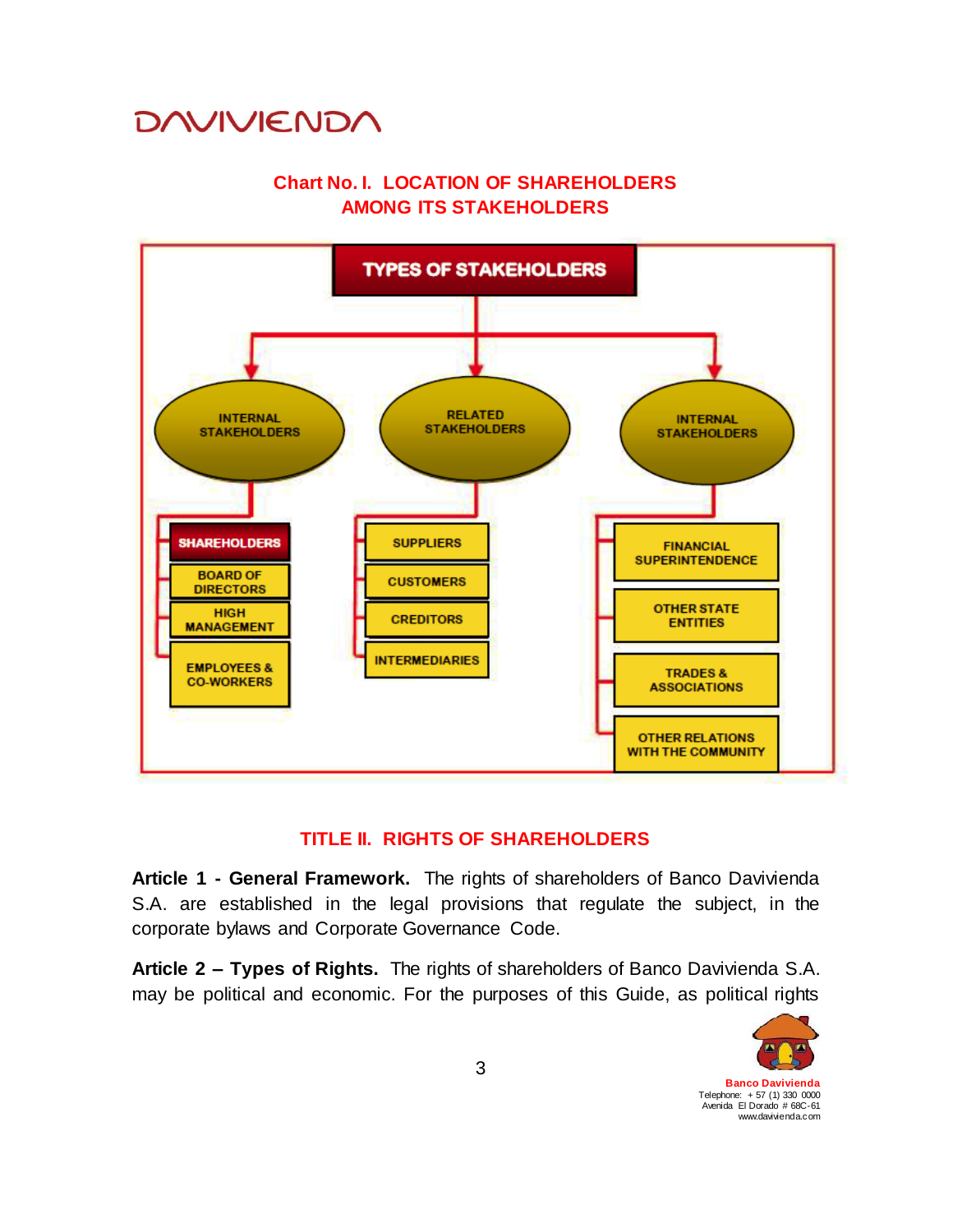**Chart No. I. LOCATION OF SHAREHOLDERS AMONG ITS STAKEHOLDERS**

TYPES OF STAKEHOLDERS

- INTERNAL STAKEHOLDERS
  - SHAREHOLDERS
  - BOARD OF DIRECTORS
  - HIGH MANAGEMENT
  - EMPLOYEES & CO-WORKERS
- RELATED STAKEHOLDERS
  - SUPPLIERS
  - CUSTOMERS
  - CREDITORS
  - INTERMEDIARIES
- INTERNAL STAKEHOLDERS
  - FINANCIAL SUPERINTENDENCE
  - OTHER STATE ENTITIES
  - TRADES & ASSOCIATIONS
  - OTHER RELATIONS WITH THE COMMUNITY

## TITLE II. RIGHTS OF SHAREHOLDERS

**Article 1 - General Framework.** The rights of shareholders of Banco Davivienda S.A. are established in the legal provisions that regulate the subject, in the corporate bylaws and Corporate Governance Code.

**Article 2 – Types of Rights.** The rights of shareholders of Banco Davivienda S.A. may be political and economic. For the purposes of this Guide, as political rights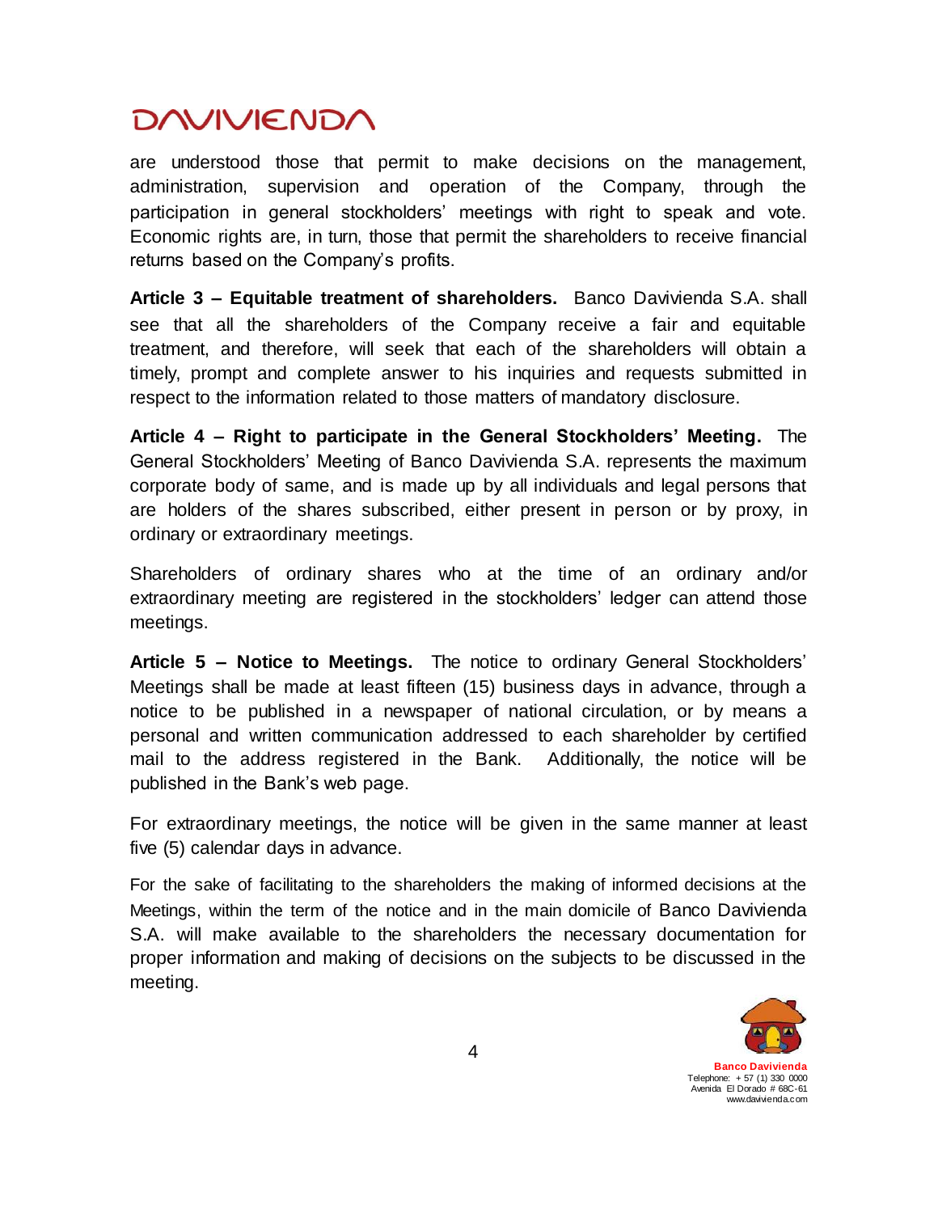are understood those that permit to make decisions on the management, administration, supervision and operation of the Company, through the participation in general stockholders' meetings with right to speak and vote. Economic rights are, in turn, those that permit the shareholders to receive financial returns based on the Company's profits.

**Article 3 – Equitable treatment of shareholders.** Banco Davivienda S.A. shall see that all the shareholders of the Company receive a fair and equitable treatment, and therefore, will seek that each of the shareholders will obtain a timely, prompt and complete answer to his inquiries and requests submitted in respect to the information related to those matters of mandatory disclosure.

**Article 4 – Right to participate in the General Stockholders' Meeting.** The General Stockholders' Meeting of Banco Davivienda S.A. represents the maximum corporate body of same, and is made up by all individuals and legal persons that are holders of the shares subscribed, either present in person or by proxy, in ordinary or extraordinary meetings.

Shareholders of ordinary shares who at the time of an ordinary and/or extraordinary meeting are registered in the stockholders' ledger can attend those meetings.

**Article 5 – Notice to Meetings.** The notice to ordinary General Stockholders' Meetings shall be made at least fifteen (15) business days in advance, through a notice to be published in a newspaper of national circulation, or by means a personal and written communication addressed to each shareholder by certified mail to the address registered in the Bank. Additionally, the notice will be published in the Bank's web page.

For extraordinary meetings, the notice will be given in the same manner at least five (5) calendar days in advance.

For the sake of facilitating to the shareholders the making of informed decisions at the Meetings, within the term of the notice and in the main domicile of Banco Davivienda S.A. will make available to the shareholders the necessary documentation for proper information and making of decisions on the subjects to be discussed in the meeting.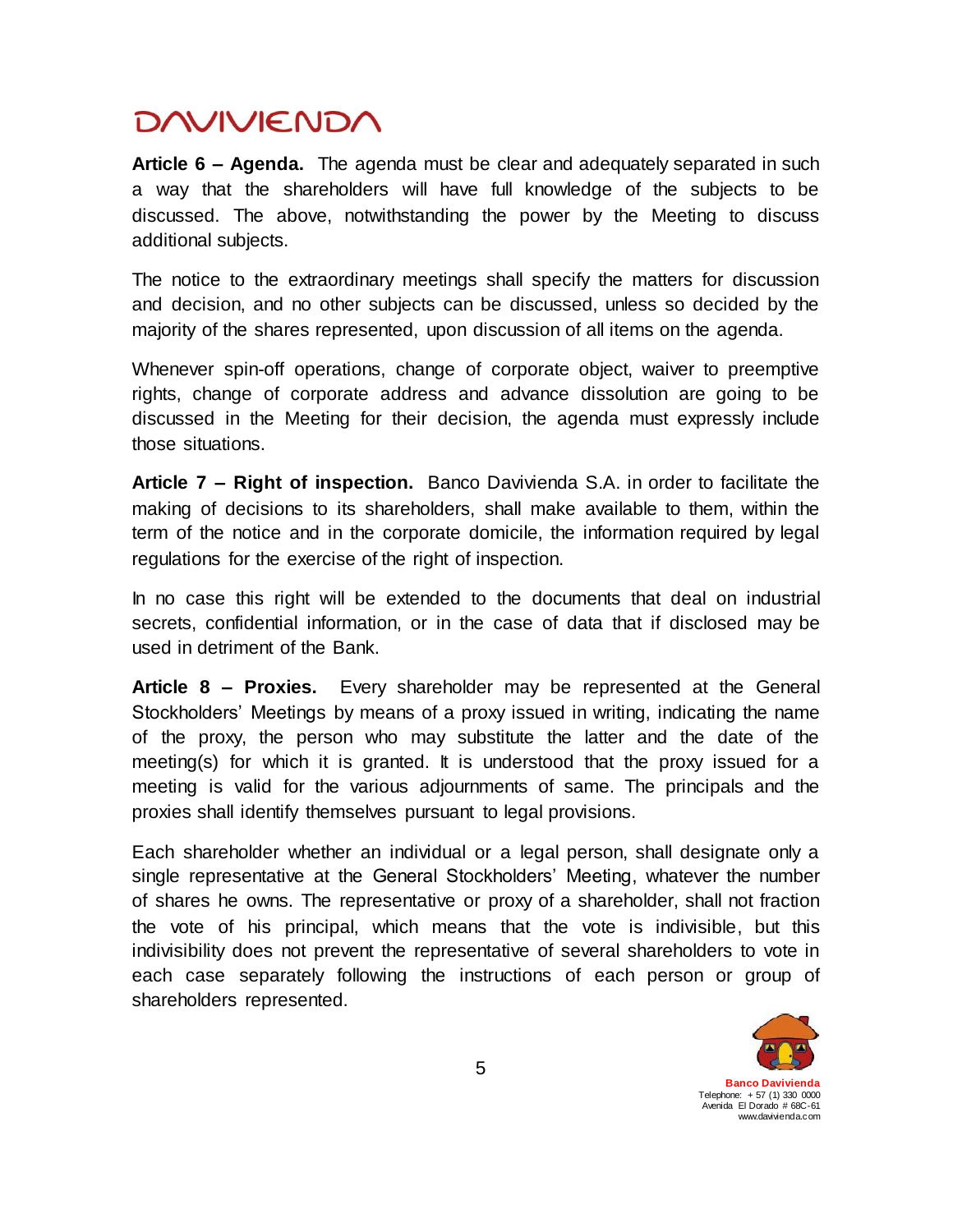**Article 6 – Agenda.** The agenda must be clear and adequately separated in such a way that the shareholders will have full knowledge of the subjects to be discussed. The above, notwithstanding the power by the Meeting to discuss additional subjects.

The notice to the extraordinary meetings shall specify the matters for discussion and decision, and no other subjects can be discussed, unless so decided by the majority of the shares represented, upon discussion of all items on the agenda.

Whenever spin-off operations, change of corporate object, waiver to preemptive rights, change of corporate address and advance dissolution are going to be discussed in the Meeting for their decision, the agenda must expressly include those situations.

**Article 7 – Right of inspection.** Banco Davivienda S.A. in order to facilitate the making of decisions to its shareholders, shall make available to them, within the term of the notice and in the corporate domicile, the information required by legal regulations for the exercise of the right of inspection.

In no case this right will be extended to the documents that deal on industrial secrets, confidential information, or in the case of data that if disclosed may be used in detriment of the Bank.

**Article 8 – Proxies.** Every shareholder may be represented at the General Stockholders' Meetings by means of a proxy issued in writing, indicating the name of the proxy, the person who may substitute the latter and the date of the meeting(s) for which it is granted. It is understood that the proxy issued for a meeting is valid for the various adjournments of same. The principals and the proxies shall identify themselves pursuant to legal provisions.

Each shareholder whether an individual or a legal person, shall designate only a single representative at the General Stockholders' Meeting, whatever the number of shares he owns. The representative or proxy of a shareholder, shall not fraction the vote of his principal, which means that the vote is indivisible, but this indivisibility does not prevent the representative of several shareholders to vote in each case separately following the instructions of each person or group of shareholders represented.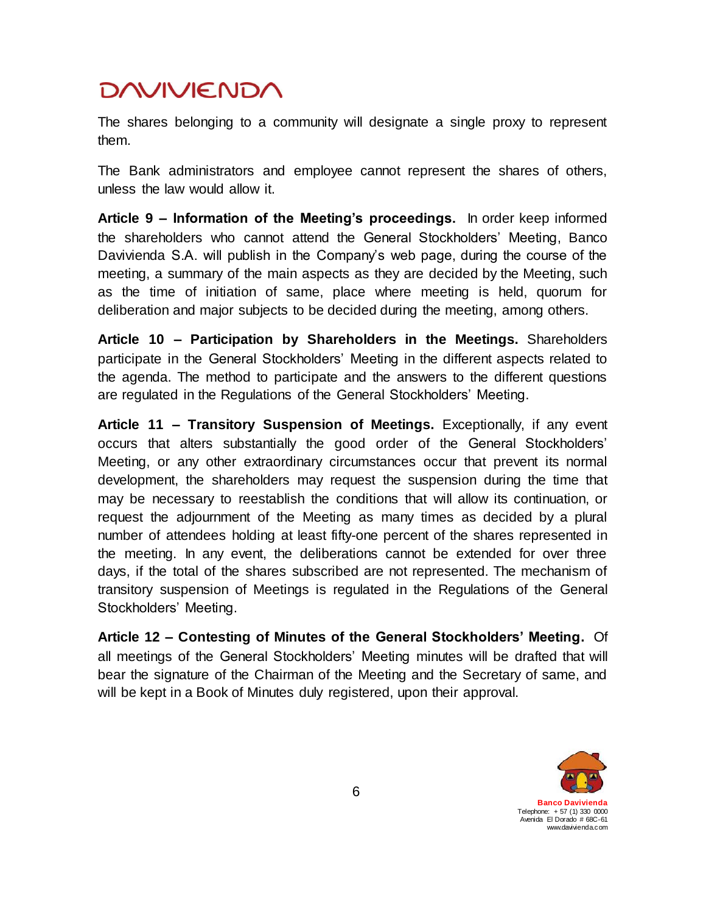The shares belonging to a community will designate a single proxy to represent them.

The Bank administrators and employee cannot represent the shares of others, unless the law would allow it.

**Article 9 – Information of the Meeting's proceedings.** In order keep informed the shareholders who cannot attend the General Stockholders' Meeting, Banco Davivienda S.A. will publish in the Company's web page, during the course of the meeting, a summary of the main aspects as they are decided by the Meeting, such as the time of initiation of same, place where meeting is held, quorum for deliberation and major subjects to be decided during the meeting, among others.

**Article 10 – Participation by Shareholders in the Meetings.** Shareholders participate in the General Stockholders' Meeting in the different aspects related to the agenda. The method to participate and the answers to the different questions are regulated in the Regulations of the General Stockholders' Meeting.

**Article 11 – Transitory Suspension of Meetings.** Exceptionally, if any event occurs that alters substantially the good order of the General Stockholders' Meeting, or any other extraordinary circumstances occur that prevent its normal development, the shareholders may request the suspension during the time that may be necessary to reestablish the conditions that will allow its continuation, or request the adjournment of the Meeting as many times as decided by a plural number of attendees holding at least fifty-one percent of the shares represented in the meeting. In any event, the deliberations cannot be extended for over three days, if the total of the shares subscribed are not represented. The mechanism of transitory suspension of Meetings is regulated in the Regulations of the General Stockholders' Meeting.

**Article 12 – Contesting of Minutes of the General Stockholders' Meeting.** Of all meetings of the General Stockholders' Meeting minutes will be drafted that will bear the signature of the Chairman of the Meeting and the Secretary of same, and will be kept in a Book of Minutes duly registered, upon their approval.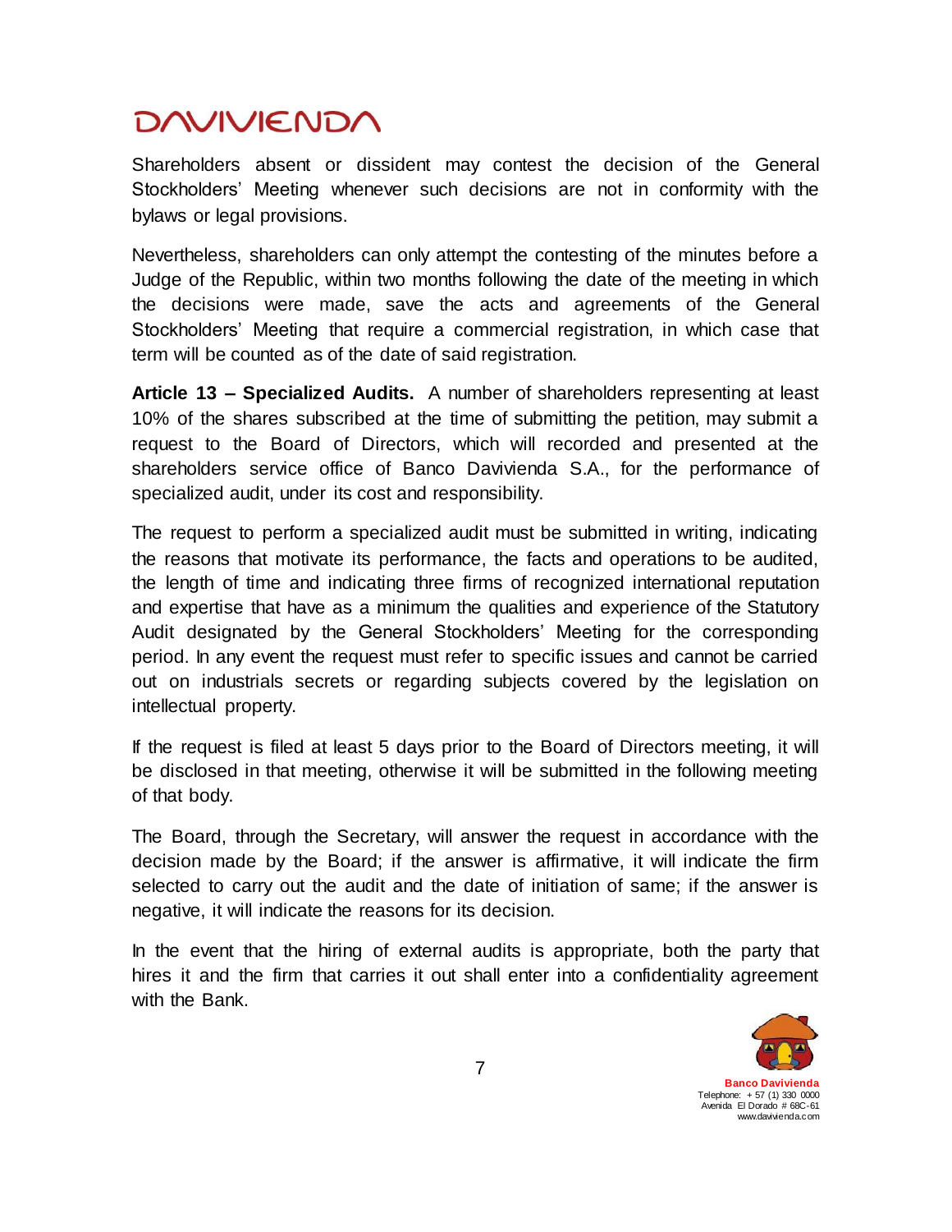Shareholders absent or dissident may contest the decision of the General Stockholders' Meeting whenever such decisions are not in conformity with the bylaws or legal provisions.

Nevertheless, shareholders can only attempt the contesting of the minutes before a Judge of the Republic, within two months following the date of the meeting in which the decisions were made, save the acts and agreements of the General Stockholders' Meeting that require a commercial registration, in which case that term will be counted as of the date of said registration.

**Article 13 – Specialized Audits.** A number of shareholders representing at least 10% of the shares subscribed at the time of submitting the petition, may submit a request to the Board of Directors, which will recorded and presented at the shareholders service office of Banco Davivienda S.A., for the performance of specialized audit, under its cost and responsibility.

The request to perform a specialized audit must be submitted in writing, indicating the reasons that motivate its performance, the facts and operations to be audited, the length of time and indicating three firms of recognized international reputation and expertise that have as a minimum the qualities and experience of the Statutory Audit designated by the General Stockholders' Meeting for the corresponding period. In any event the request must refer to specific issues and cannot be carried out on industrials secrets or regarding subjects covered by the legislation on intellectual property.

If the request is filed at least 5 days prior to the Board of Directors meeting, it will be disclosed in that meeting, otherwise it will be submitted in the following meeting of that body.

The Board, through the Secretary, will answer the request in accordance with the decision made by the Board; if the answer is affirmative, it will indicate the firm selected to carry out the audit and the date of initiation of same; if the answer is negative, it will indicate the reasons for its decision.

In the event that the hiring of external audits is appropriate, both the party that hires it and the firm that carries it out shall enter into a confidentiality agreement with the Bank.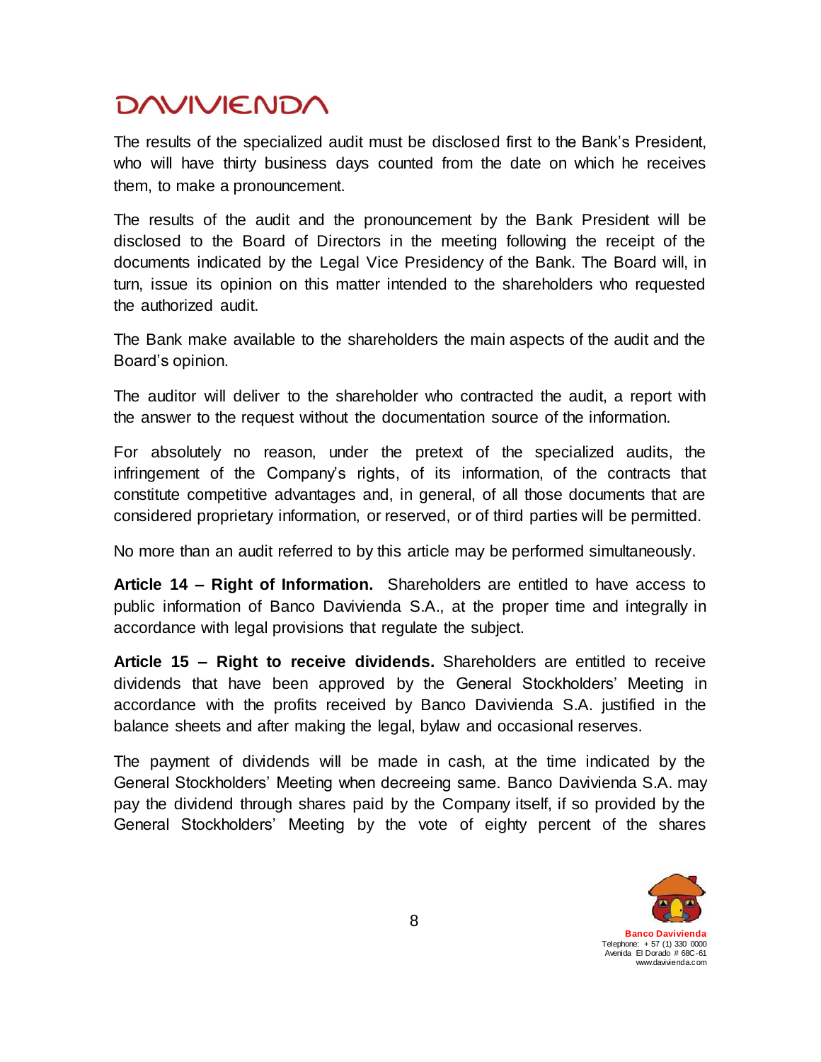The results of the specialized audit must be disclosed first to the Bank's President, who will have thirty business days counted from the date on which he receives them, to make a pronouncement.

The results of the audit and the pronouncement by the Bank President will be disclosed to the Board of Directors in the meeting following the receipt of the documents indicated by the Legal Vice Presidency of the Bank. The Board will, in turn, issue its opinion on this matter intended to the shareholders who requested the authorized audit.

The Bank make available to the shareholders the main aspects of the audit and the Board's opinion.

The auditor will deliver to the shareholder who contracted the audit, a report with the answer to the request without the documentation source of the information.

For absolutely no reason, under the pretext of the specialized audits, the infringement of the Company's rights, of its information, of the contracts that constitute competitive advantages and, in general, of all those documents that are considered proprietary information, or reserved, or of third parties will be permitted.

No more than an audit referred to by this article may be performed simultaneously.

**Article 14 – Right of Information.** Shareholders are entitled to have access to public information of Banco Davivienda S.A., at the proper time and integrally in accordance with legal provisions that regulate the subject.

**Article 15 – Right to receive dividends.** Shareholders are entitled to receive dividends that have been approved by the General Stockholders' Meeting in accordance with the profits received by Banco Davivienda S.A. justified in the balance sheets and after making the legal, bylaw and occasional reserves.

The payment of dividends will be made in cash, at the time indicated by the General Stockholders' Meeting when decreeing same. Banco Davivienda S.A. may pay the dividend through shares paid by the Company itself, if so provided by the General Stockholders' Meeting by the vote of eighty percent of the shares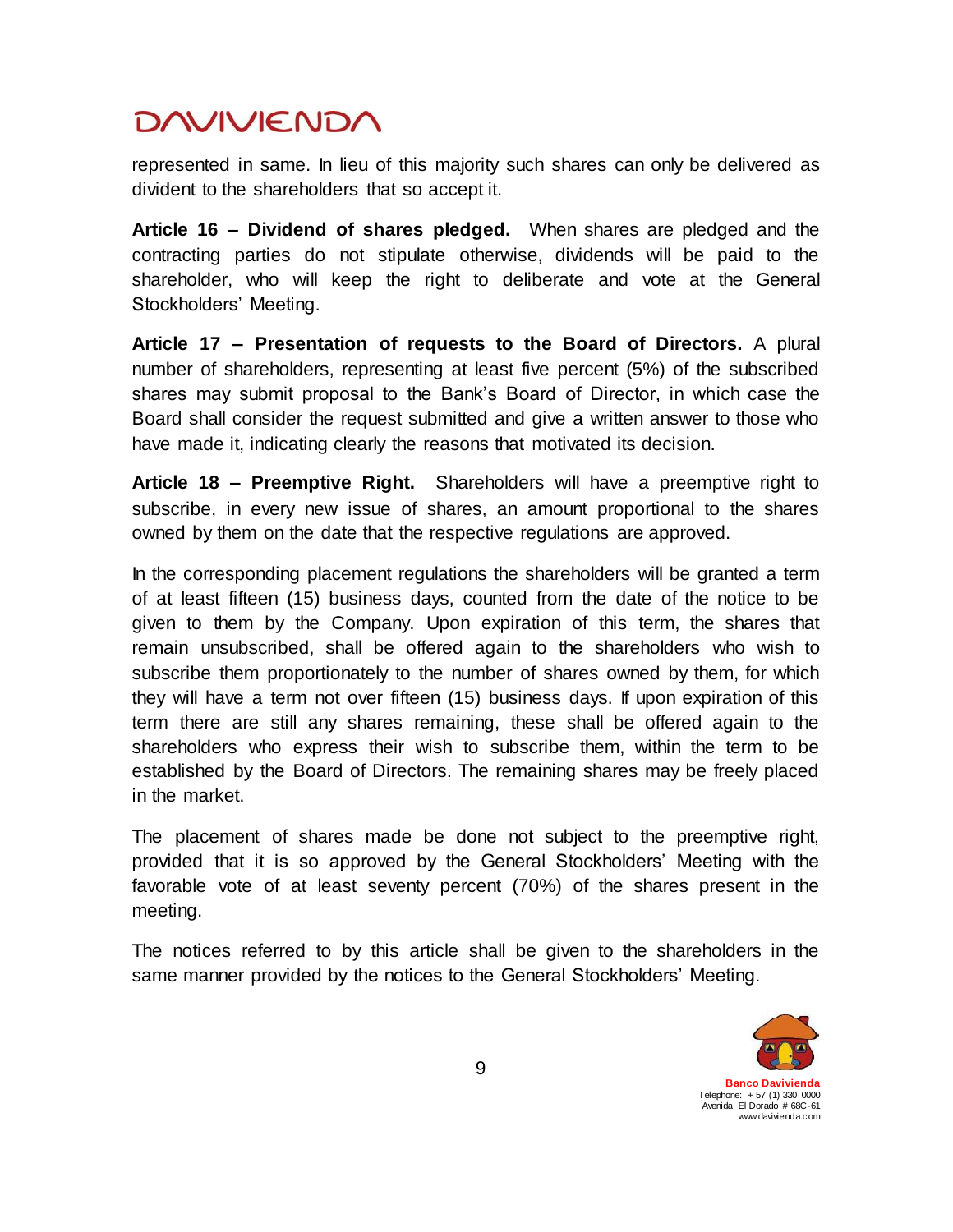represented in same. In lieu of this majority such shares can only be delivered as divident to the shareholders that so accept it.

**Article 16 – Dividend of shares pledged.** When shares are pledged and the contracting parties do not stipulate otherwise, dividends will be paid to the shareholder, who will keep the right to deliberate and vote at the General Stockholders' Meeting.

**Article 17 – Presentation of requests to the Board of Directors.** A plural number of shareholders, representing at least five percent (5%) of the subscribed shares may submit proposal to the Bank's Board of Director, in which case the Board shall consider the request submitted and give a written answer to those who have made it, indicating clearly the reasons that motivated its decision.

**Article 18 – Preemptive Right.** Shareholders will have a preemptive right to subscribe, in every new issue of shares, an amount proportional to the shares owned by them on the date that the respective regulations are approved.

In the corresponding placement regulations the shareholders will be granted a term of at least fifteen (15) business days, counted from the date of the notice to be given to them by the Company. Upon expiration of this term, the shares that remain unsubscribed, shall be offered again to the shareholders who wish to subscribe them proportionately to the number of shares owned by them, for which they will have a term not over fifteen (15) business days. If upon expiration of this term there are still any shares remaining, these shall be offered again to the shareholders who express their wish to subscribe them, within the term to be established by the Board of Directors. The remaining shares may be freely placed in the market.

The placement of shares made be done not subject to the preemptive right, provided that it is so approved by the General Stockholders' Meeting with the favorable vote of at least seventy percent (70%) of the shares present in the meeting.

The notices referred to by this article shall be given to the shareholders in the same manner provided by the notices to the General Stockholders' Meeting.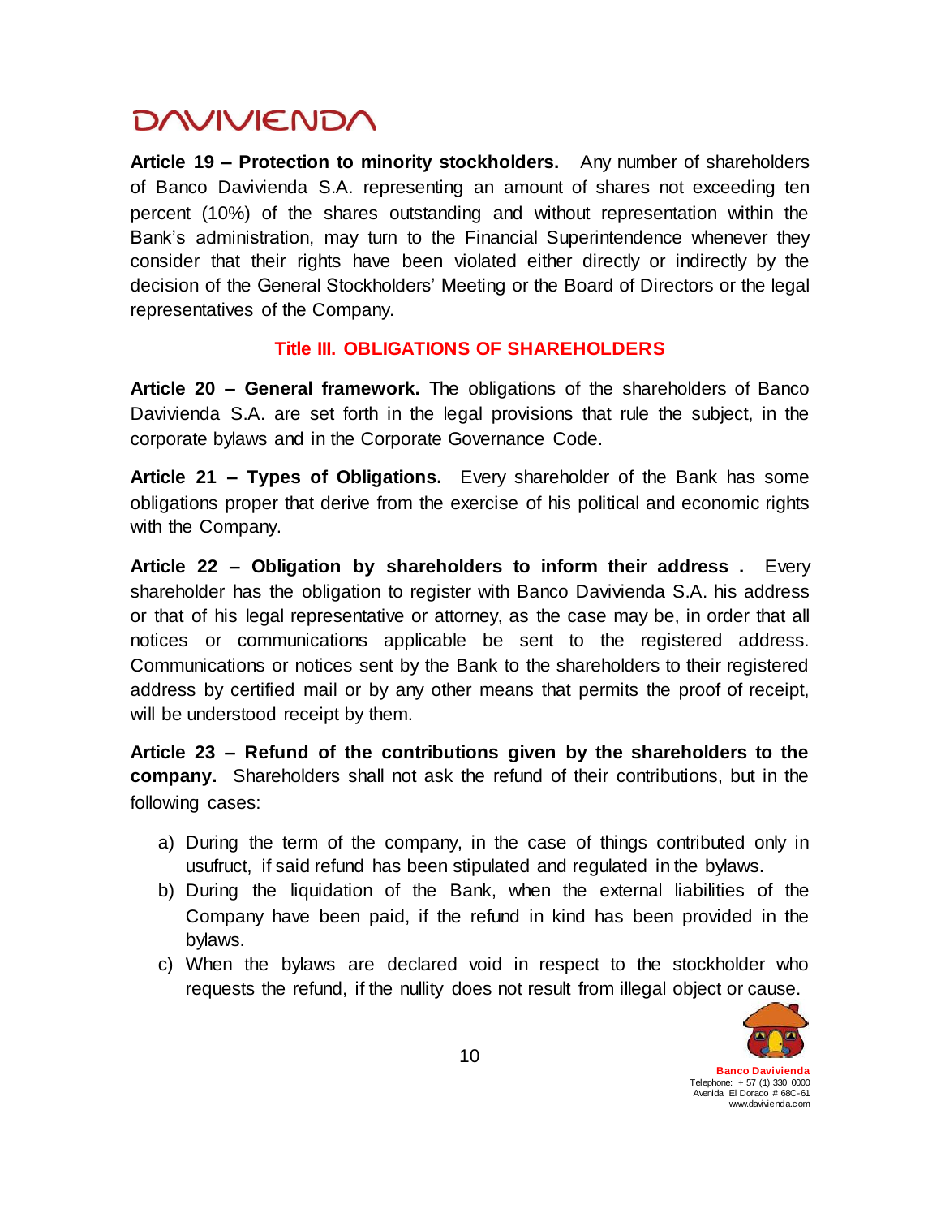**Article 19 – Protection to minority stockholders.** Any number of shareholders of Banco Davivienda S.A. representing an amount of shares not exceeding ten percent (10%) of the shares outstanding and without representation within the Bank's administration, may turn to the Financial Superintendence whenever they consider that their rights have been violated either directly or indirectly by the decision of the General Stockholders' Meeting or the Board of Directors or the legal representatives of the Company.

## Title III. OBLIGATIONS OF SHAREHOLDERS

**Article 20 – General framework.** The obligations of the shareholders of Banco Davivienda S.A. are set forth in the legal provisions that rule the subject, in the corporate bylaws and in the Corporate Governance Code.

**Article 21 – Types of Obligations.** Every shareholder of the Bank has some obligations proper that derive from the exercise of his political and economic rights with the Company.

**Article 22 – Obligation by shareholders to inform their address .** Every shareholder has the obligation to register with Banco Davivienda S.A. his address or that of his legal representative or attorney, as the case may be, in order that all notices or communications applicable be sent to the registered address. Communications or notices sent by the Bank to the shareholders to their registered address by certified mail or by any other means that permits the proof of receipt, will be understood receipt by them.

**Article 23 – Refund of the contributions given by the shareholders to the company.** Shareholders shall not ask the refund of their contributions, but in the following cases:

a) During the term of the company, in the case of things contributed only in usufruct, if said refund has been stipulated and regulated in the bylaws.
b) During the liquidation of the Bank, when the external liabilities of the Company have been paid, if the refund in kind has been provided in the bylaws.
c) When the bylaws are declared void in respect to the stockholder who requests the refund, if the nullity does not result from illegal object or cause.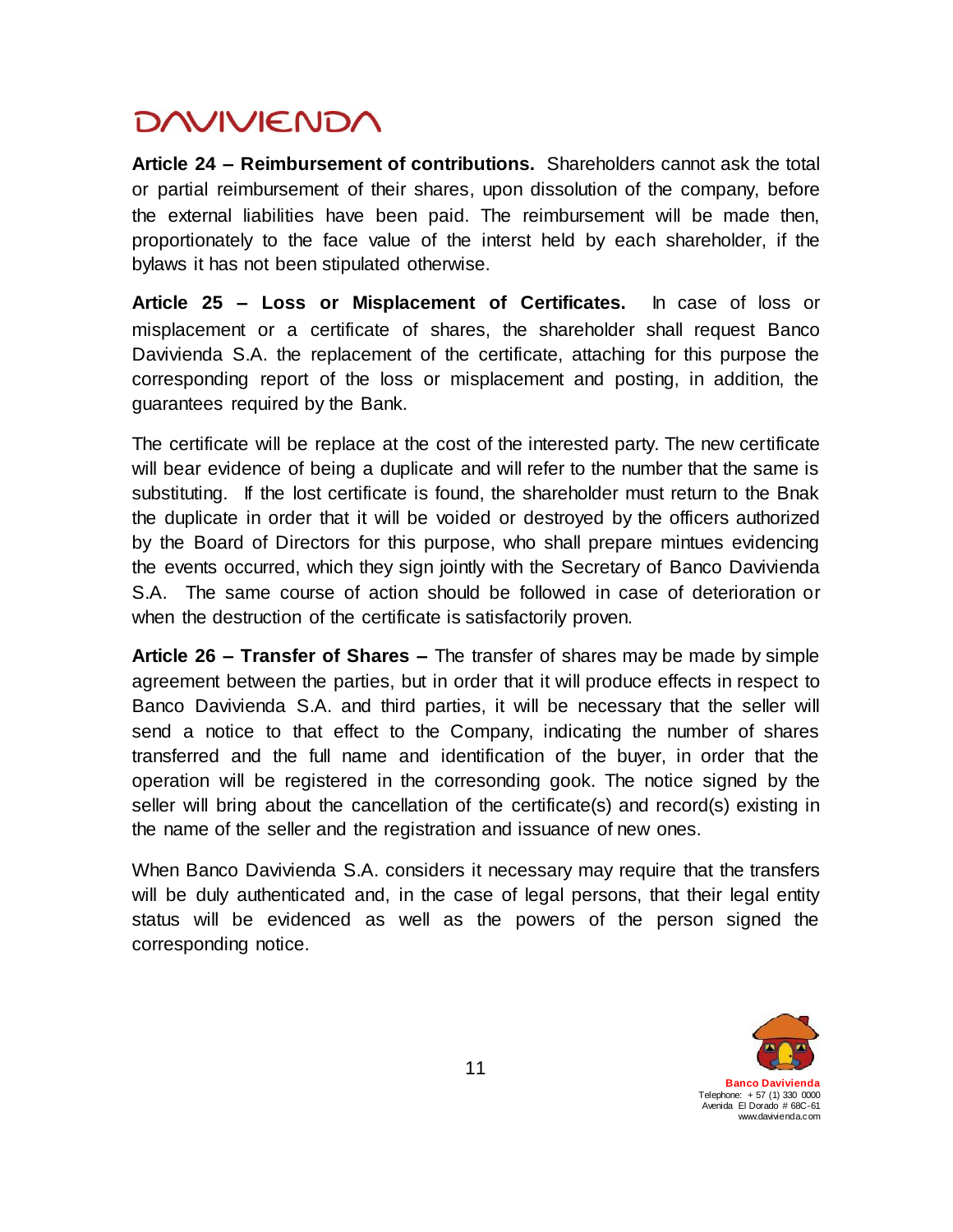**Article 24 – Reimbursement of contributions.** Shareholders cannot ask the total or partial reimbursement of their shares, upon dissolution of the company, before the external liabilities have been paid. The reimbursement will be made then, proportionately to the face value of the interst held by each shareholder, if the bylaws it has not been stipulated otherwise.

**Article 25 – Loss or Misplacement of Certificates.** In case of loss or misplacement or a certificate of shares, the shareholder shall request Banco Davivienda S.A. the replacement of the certificate, attaching for this purpose the corresponding report of the loss or misplacement and posting, in addition, the guarantees required by the Bank.

The certificate will be replace at the cost of the interested party. The new certificate will bear evidence of being a duplicate and will refer to the number that the same is substituting. If the lost certificate is found, the shareholder must return to the Bnak the duplicate in order that it will be voided or destroyed by the officers authorized by the Board of Directors for this purpose, who shall prepare mintues evidencing the events occurred, which they sign jointly with the Secretary of Banco Davivienda S.A. The same course of action should be followed in case of deterioration or when the destruction of the certificate is satisfactorily proven.

**Article 26 – Transfer of Shares –** The transfer of shares may be made by simple agreement between the parties, but in order that it will produce effects in respect to Banco Davivienda S.A. and third parties, it will be necessary that the seller will send a notice to that effect to the Company, indicating the number of shares transferred and the full name and identification of the buyer, in order that the operation will be registered in the corresonding gook. The notice signed by the seller will bring about the cancellation of the certificate(s) and record(s) existing in the name of the seller and the registration and issuance of new ones.

When Banco Davivienda S.A. considers it necessary may require that the transfers will be duly authenticated and, in the case of legal persons, that their legal entity status will be evidenced as well as the powers of the person signed the corresponding notice.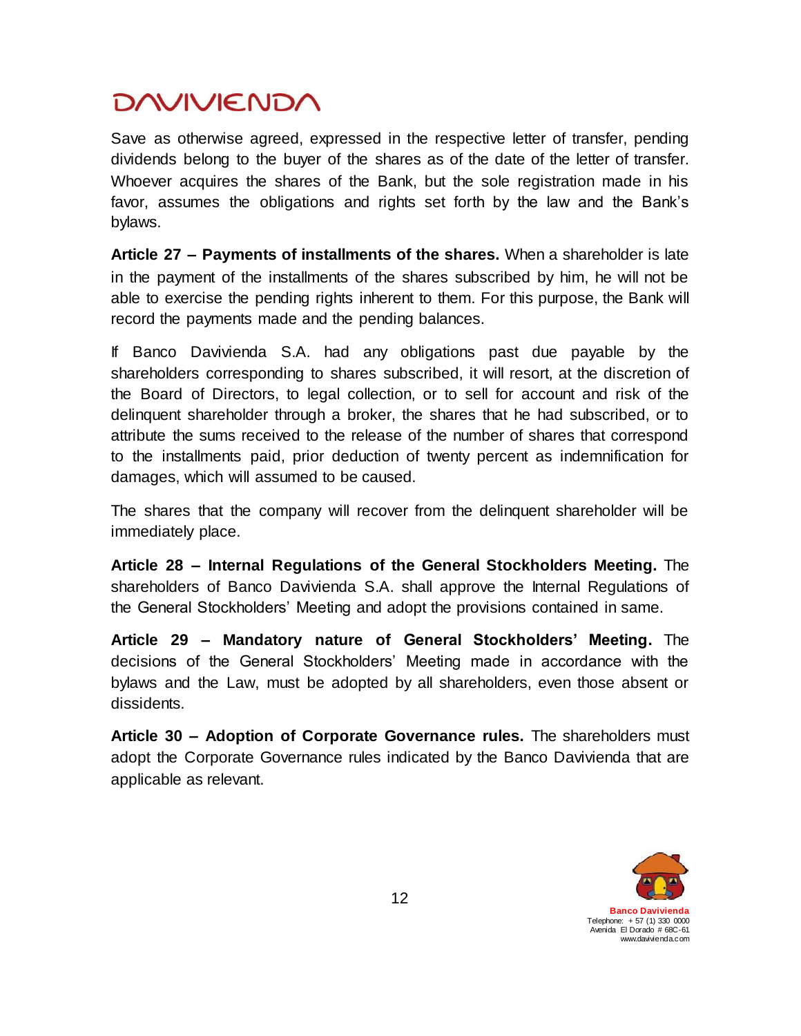Save as otherwise agreed, expressed in the respective letter of transfer, pending dividends belong to the buyer of the shares as of the date of the letter of transfer. Whoever acquires the shares of the Bank, but the sole registration made in his favor, assumes the obligations and rights set forth by the law and the Bank's bylaws.

**Article 27 – Payments of installments of the shares.** When a shareholder is late in the payment of the installments of the shares subscribed by him, he will not be able to exercise the pending rights inherent to them. For this purpose, the Bank will record the payments made and the pending balances.

If Banco Davivienda S.A. had any obligations past due payable by the shareholders corresponding to shares subscribed, it will resort, at the discretion of the Board of Directors, to legal collection, or to sell for account and risk of the delinquent shareholder through a broker, the shares that he had subscribed, or to attribute the sums received to the release of the number of shares that correspond to the installments paid, prior deduction of twenty percent as indemnification for damages, which will assumed to be caused.

The shares that the company will recover from the delinquent shareholder will be immediately place.

**Article 28 – Internal Regulations of the General Stockholders Meeting.** The shareholders of Banco Davivienda S.A. shall approve the Internal Regulations of the General Stockholders' Meeting and adopt the provisions contained in same.

**Article 29 – Mandatory nature of General Stockholders' Meeting.** The decisions of the General Stockholders' Meeting made in accordance with the bylaws and the Law, must be adopted by all shareholders, even those absent or dissidents.

**Article 30 – Adoption of Corporate Governance rules.** The shareholders must adopt the Corporate Governance rules indicated by the Banco Davivienda that are applicable as relevant.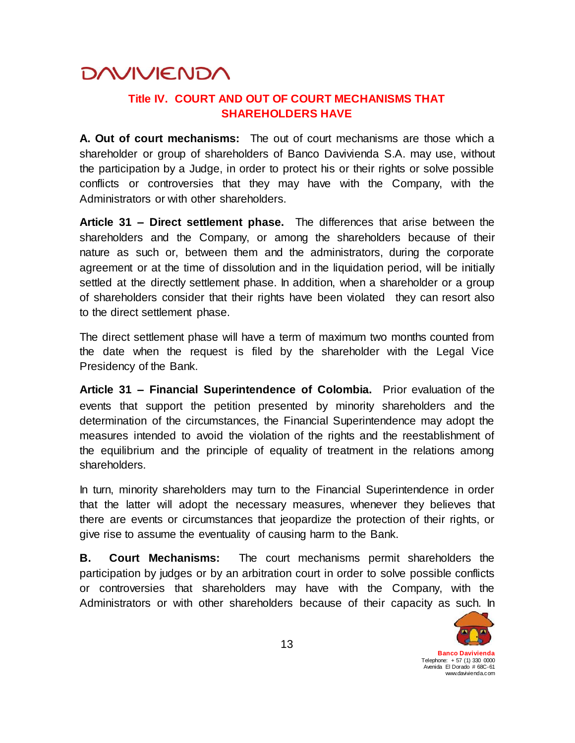## Title IV. COURT AND OUT OF COURT MECHANISMS THAT SHAREHOLDERS HAVE

**A. Out of court mechanisms:** The out of court mechanisms are those which a shareholder or group of shareholders of Banco Davivienda S.A. may use, without the participation by a Judge, in order to protect his or their rights or solve possible conflicts or controversies that they may have with the Company, with the Administrators or with other shareholders.

**Article 31 – Direct settlement phase.** The differences that arise between the shareholders and the Company, or among the shareholders because of their nature as such or, between them and the administrators, during the corporate agreement or at the time of dissolution and in the liquidation period, will be initially settled at the directly settlement phase. In addition, when a shareholder or a group of shareholders consider that their rights have been violated they can resort also to the direct settlement phase.

The direct settlement phase will have a term of maximum two months counted from the date when the request is filed by the shareholder with the Legal Vice Presidency of the Bank.

**Article 31 – Financial Superintendence of Colombia.** Prior evaluation of the events that support the petition presented by minority shareholders and the determination of the circumstances, the Financial Superintendence may adopt the measures intended to avoid the violation of the rights and the reestablishment of the equilibrium and the principle of equality of treatment in the relations among shareholders.

In turn, minority shareholders may turn to the Financial Superintendence in order that the latter will adopt the necessary measures, whenever they believes that there are events or circumstances that jeopardize the protection of their rights, or give rise to assume the eventuality of causing harm to the Bank.

**B. Court Mechanisms:** The court mechanisms permit shareholders the participation by judges or by an arbitration court in order to solve possible conflicts or controversies that shareholders may have with the Company, with the Administrators or with other shareholders because of their capacity as such. In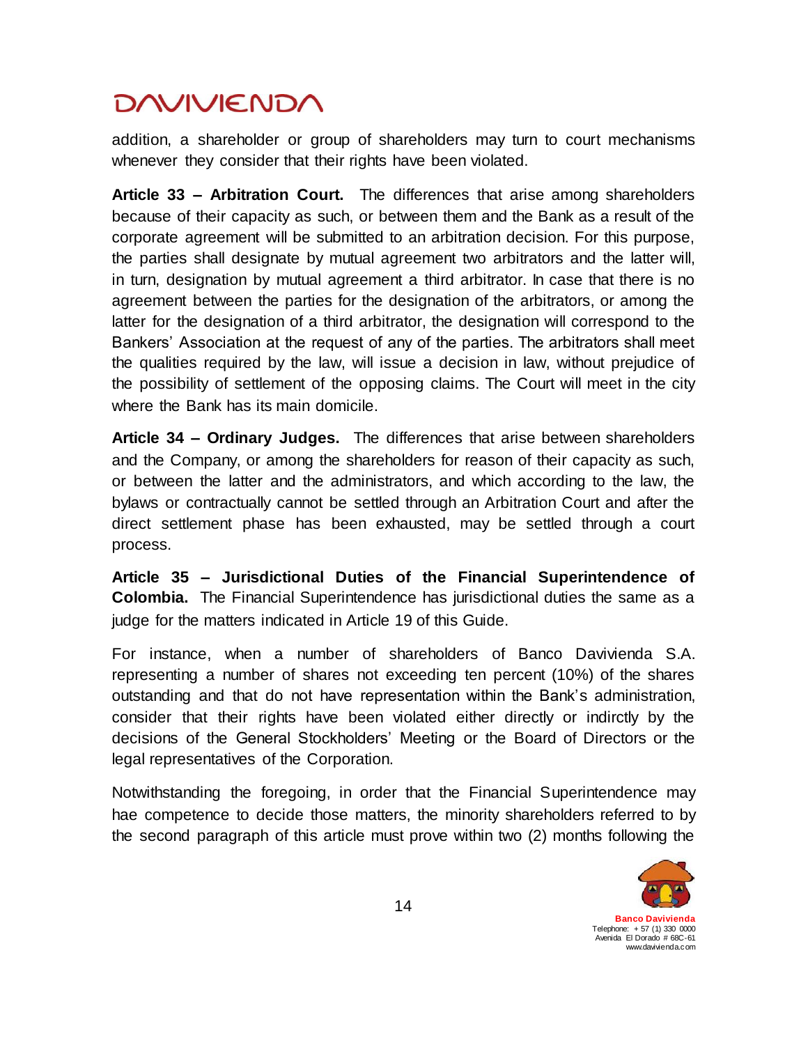addition, a shareholder or group of shareholders may turn to court mechanisms whenever they consider that their rights have been violated.

**Article 33 – Arbitration Court.** The differences that arise among shareholders because of their capacity as such, or between them and the Bank as a result of the corporate agreement will be submitted to an arbitration decision. For this purpose, the parties shall designate by mutual agreement two arbitrators and the latter will, in turn, designation by mutual agreement a third arbitrator. In case that there is no agreement between the parties for the designation of the arbitrators, or among the latter for the designation of a third arbitrator, the designation will correspond to the Bankers' Association at the request of any of the parties. The arbitrators shall meet the qualities required by the law, will issue a decision in law, without prejudice of the possibility of settlement of the opposing claims. The Court will meet in the city where the Bank has its main domicile.

**Article 34 – Ordinary Judges.** The differences that arise between shareholders and the Company, or among the shareholders for reason of their capacity as such, or between the latter and the administrators, and which according to the law, the bylaws or contractually cannot be settled through an Arbitration Court and after the direct settlement phase has been exhausted, may be settled through a court process.

**Article 35 – Jurisdictional Duties of the Financial Superintendence of Colombia.** The Financial Superintendence has jurisdictional duties the same as a judge for the matters indicated in Article 19 of this Guide.

For instance, when a number of shareholders of Banco Davivienda S.A. representing a number of shares not exceeding ten percent (10%) of the shares outstanding and that do not have representation within the Bank's administration, consider that their rights have been violated either directly or indirctly by the decisions of the General Stockholders' Meeting or the Board of Directors or the legal representatives of the Corporation.

Notwithstanding the foregoing, in order that the Financial Superintendence may hae competence to decide those matters, the minority shareholders referred to by the second paragraph of this article must prove within two (2) months following the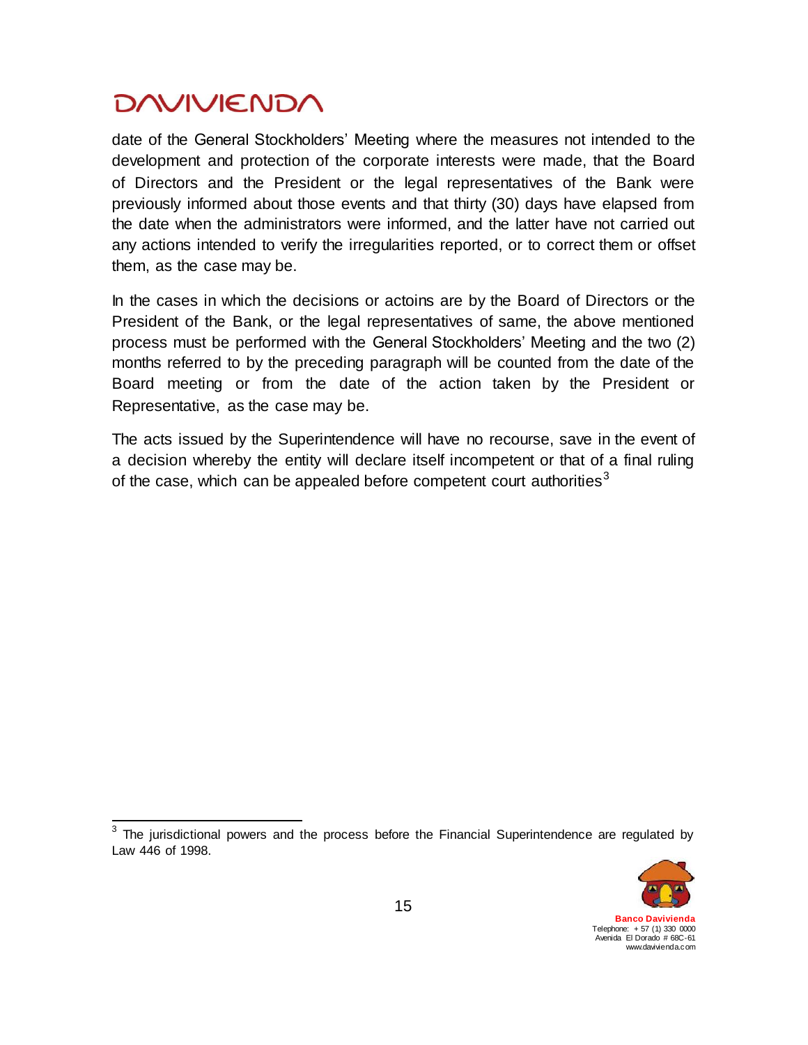date of the General Stockholders' Meeting where the measures not intended to the development and protection of the corporate interests were made, that the Board of Directors and the President or the legal representatives of the Bank were previously informed about those events and that thirty (30) days have elapsed from the date when the administrators were informed, and the latter have not carried out any actions intended to verify the irregularities reported, or to correct them or offset them, as the case may be.

In the cases in which the decisions or actoins are by the Board of Directors or the President of the Bank, or the legal representatives of same, the above mentioned process must be performed with the General Stockholders' Meeting and the two (2) months referred to by the preceding paragraph will be counted from the date of the Board meeting or from the date of the action taken by the President or Representative, as the case may be.

The acts issued by the Superintendence will have no recourse, save in the event of a decision whereby the entity will declare itself incompetent or that of a final ruling of the case, which can be appealed before competent court authorities[3]

---

[3] The jurisdictional powers and the process before the Financial Superintendence are regulated by Law 446 of 1998.